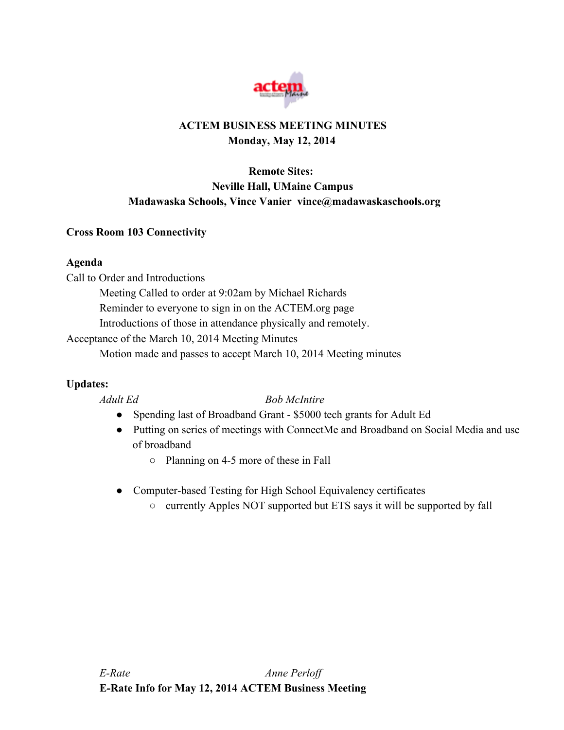# ACTEM BUSINESS MEETING MINUTES

**Monday, May 12, 2014**

**Remote Sites:**
**Neville Hall, UMaine Campus**
**Madawaska Schools, Vince Vanier vince@madawaskaschools.org**

**Cross Room 103 Connectivity**

**Agenda**

Call to Order and Introductions

Meeting Called to order at 9:02am by Michael Richards

Reminder to everyone to sign in on the ACTEM.org page

Introductions of those in attendance physically and remotely.

Acceptance of the March 10, 2014 Meeting Minutes

Motion made and passes to accept March 10, 2014 Meeting minutes

**Updates:**

*Adult Ed* *Bob McIntire*

- Spending last of Broadband Grant - $5000 tech grants for Adult Ed
- Putting on series of meetings with ConnectMe and Broadband on Social Media and use of broadband
    - Planning on 4-5 more of these in Fall
- Computer-based Testing for High School Equivalency certificates
    - currently Apples NOT supported but ETS says it will be supported by fall

*E-Rate* *Anne Perloff*

**E-Rate Info for May 12, 2014 ACTEM Business Meeting**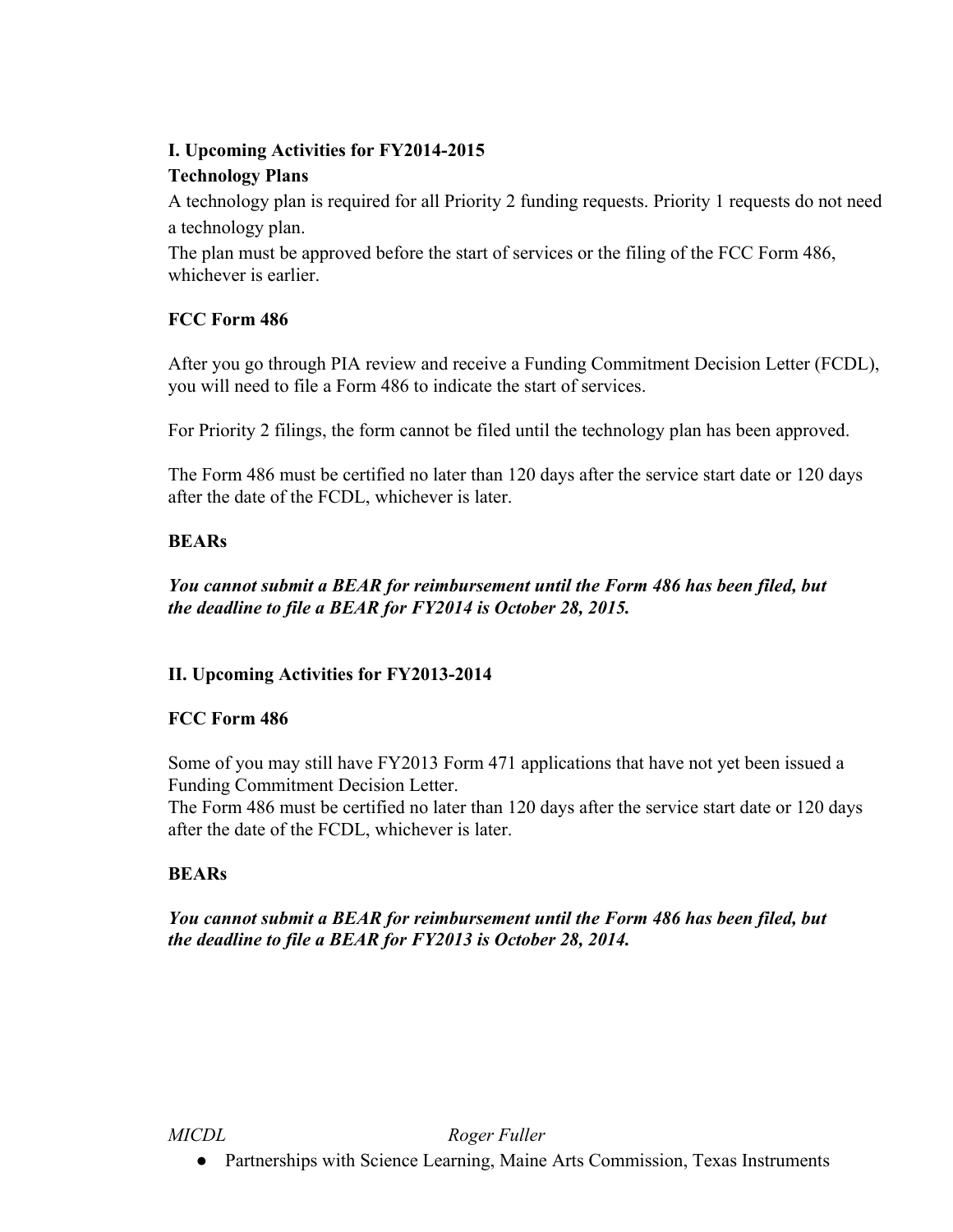## I. Upcoming Activities for FY2014-2015

### Technology Plans

A technology plan is required for all Priority 2 funding requests. Priority 1 requests do not need a technology plan.

The plan must be approved before the start of services or the filing of the FCC Form 486, whichever is earlier.

### FCC Form 486

After you go through PIA review and receive a Funding Commitment Decision Letter (FCDL), you will need to file a Form 486 to indicate the start of services.

For Priority 2 filings, the form cannot be filed until the technology plan has been approved.

The Form 486 must be certified no later than 120 days after the service start date or 120 days after the date of the FCDL, whichever is later.

### BEARs

***You cannot submit a BEAR for reimbursement until the Form 486 has been filed, but the deadline to file a BEAR for FY2014 is October 28, 2015.***

## II. Upcoming Activities for FY2013-2014

### FCC Form 486

Some of you may still have FY2013 Form 471 applications that have not yet been issued a Funding Commitment Decision Letter.

The Form 486 must be certified no later than 120 days after the service start date or 120 days after the date of the FCDL, whichever is later.

### BEARs

***You cannot submit a BEAR for reimbursement until the Form 486 has been filed, but the deadline to file a BEAR for FY2013 is October 28, 2014.***

*MICDL* *Roger Fuller*

- Partnerships with Science Learning, Maine Arts Commission, Texas Instruments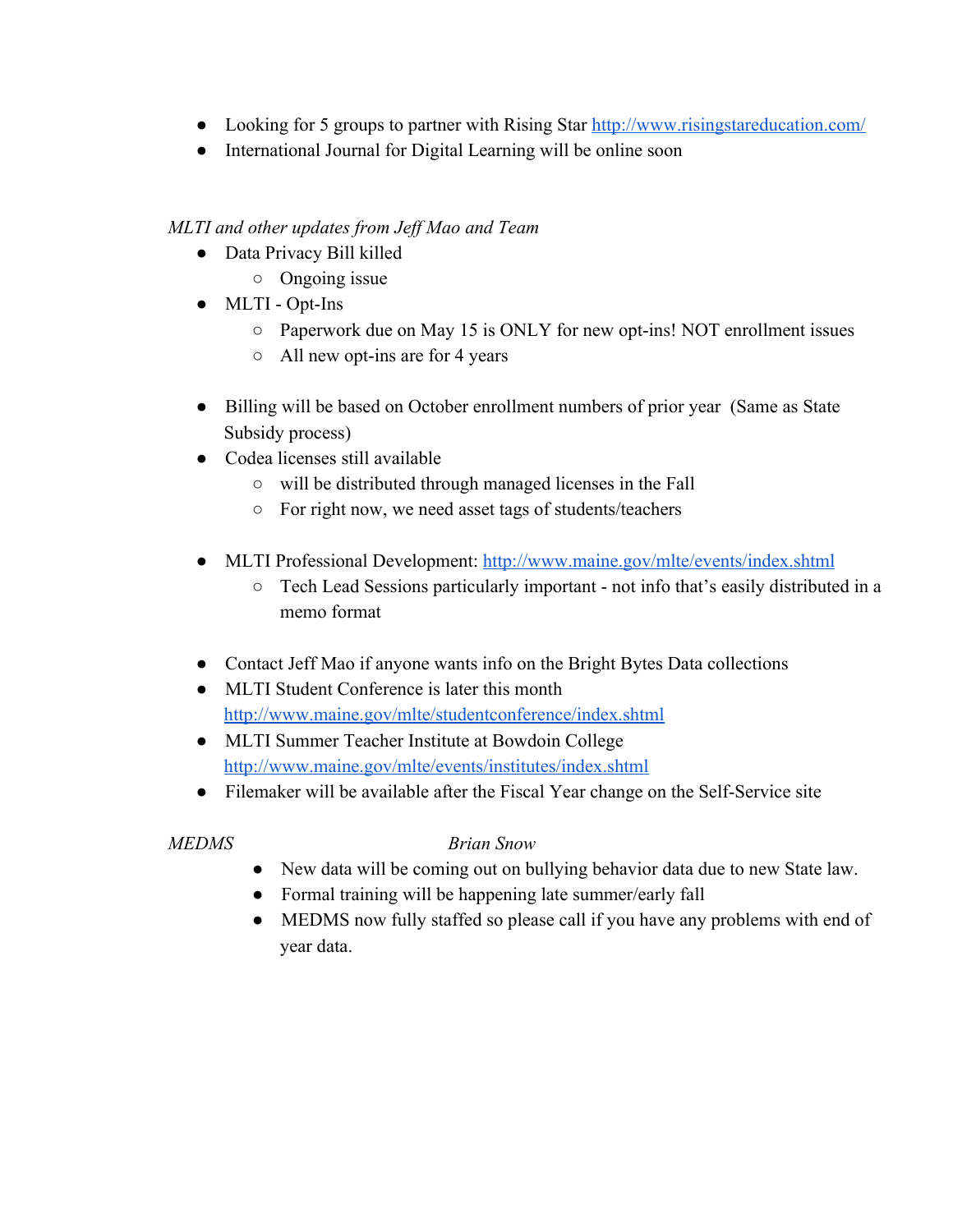- Looking for 5 groups to partner with Rising Star http://www.risingstareducation.com/
- International Journal for Digital Learning will be online soon

*MLTI and other updates from Jeff Mao and Team*

- Data Privacy Bill killed
  - Ongoing issue
- MLTI - Opt-Ins
  - Paperwork due on May 15 is ONLY for new opt-ins! NOT enrollment issues
  - All new opt-ins are for 4 years

- Billing will be based on October enrollment numbers of prior year (Same as State Subsidy process)
- Codea licenses still available
  - will be distributed through managed licenses in the Fall
  - For right now, we need asset tags of students/teachers

- MLTI Professional Development: http://www.maine.gov/mlte/events/index.shtml
  - Tech Lead Sessions particularly important - not info that's easily distributed in a memo format

- Contact Jeff Mao if anyone wants info on the Bright Bytes Data collections
- MLTI Student Conference is later this month http://www.maine.gov/mlte/studentconference/index.shtml
- MLTI Summer Teacher Institute at Bowdoin College http://www.maine.gov/mlte/events/institutes/index.shtml
- Filemaker will be available after the Fiscal Year change on the Self-Service site

*MEDMS* *Brian Snow*

- New data will be coming out on bullying behavior data due to new State law.
- Formal training will be happening late summer/early fall
- MEDMS now fully staffed so please call if you have any problems with end of year data.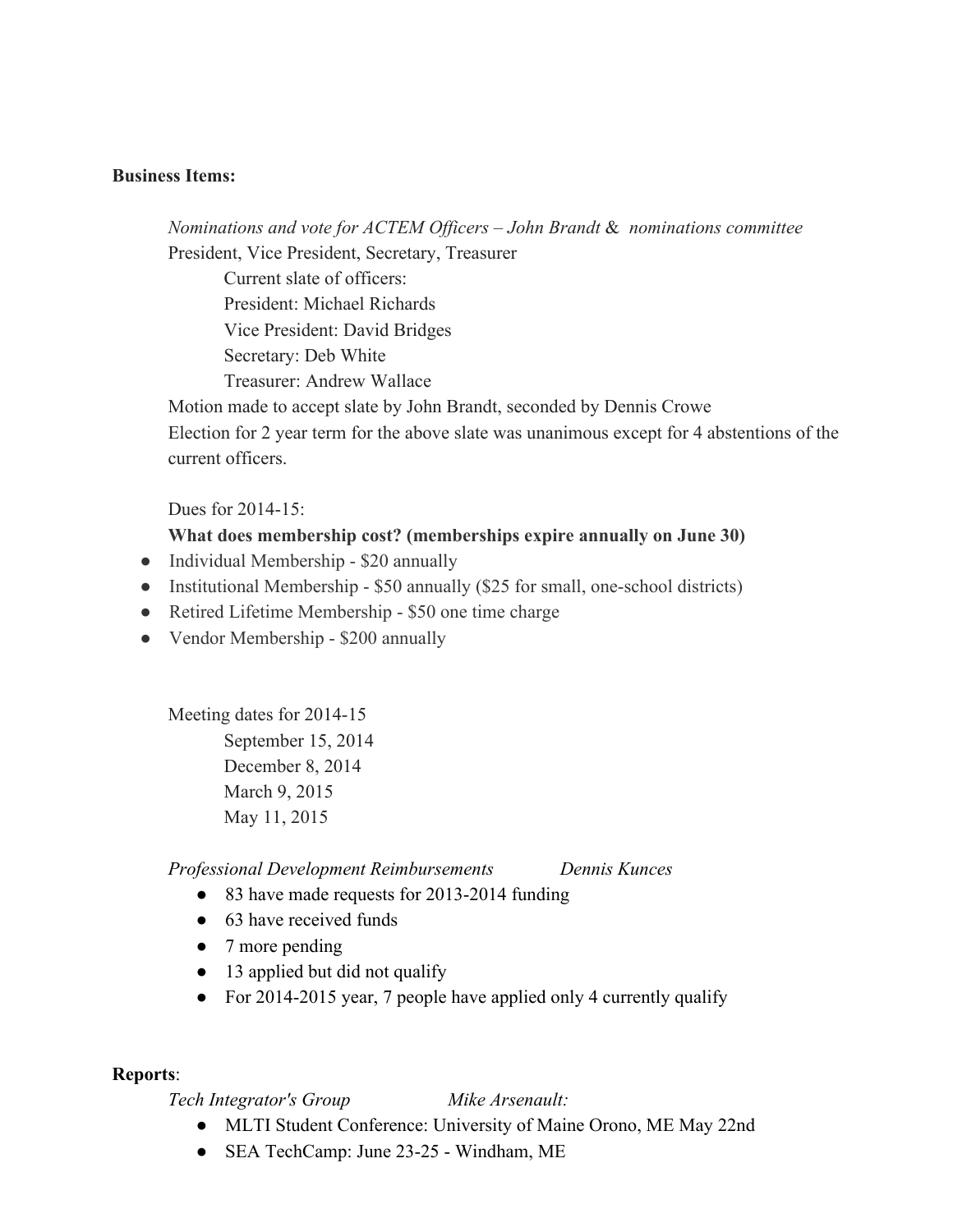**Business Items:**

*Nominations and vote for ACTEM Officers – John Brandt* & *nominations committee*
President, Vice President, Secretary, Treasurer

Current slate of officers:
President: Michael Richards
Vice President: David Bridges
Secretary: Deb White
Treasurer: Andrew Wallace

Motion made to accept slate by John Brandt, seconded by Dennis Crowe
Election for 2 year term for the above slate was unanimous except for 4 abstentions of the current officers.

Dues for 2014-15:
**What does membership cost? (memberships expire annually on June 30)**

- Individual Membership - $20 annually
- Institutional Membership - $50 annually ($25 for small, one-school districts)
- Retired Lifetime Membership - $50 one time charge
- Vendor Membership - $200 annually

Meeting dates for 2014-15

September 15, 2014
December 8, 2014
March 9, 2015
May 11, 2015

*Professional Development Reimbursements* *Dennis Kunces*

- 83 have made requests for 2013-2014 funding
- 63 have received funds
- 7 more pending
- 13 applied but did not qualify
- For 2014-2015 year, 7 people have applied only 4 currently qualify

**Reports**:

*Tech Integrator's Group* *Mike Arsenault:*

- MLTI Student Conference: University of Maine Orono, ME May 22nd
- SEA TechCamp: June 23-25 - Windham, ME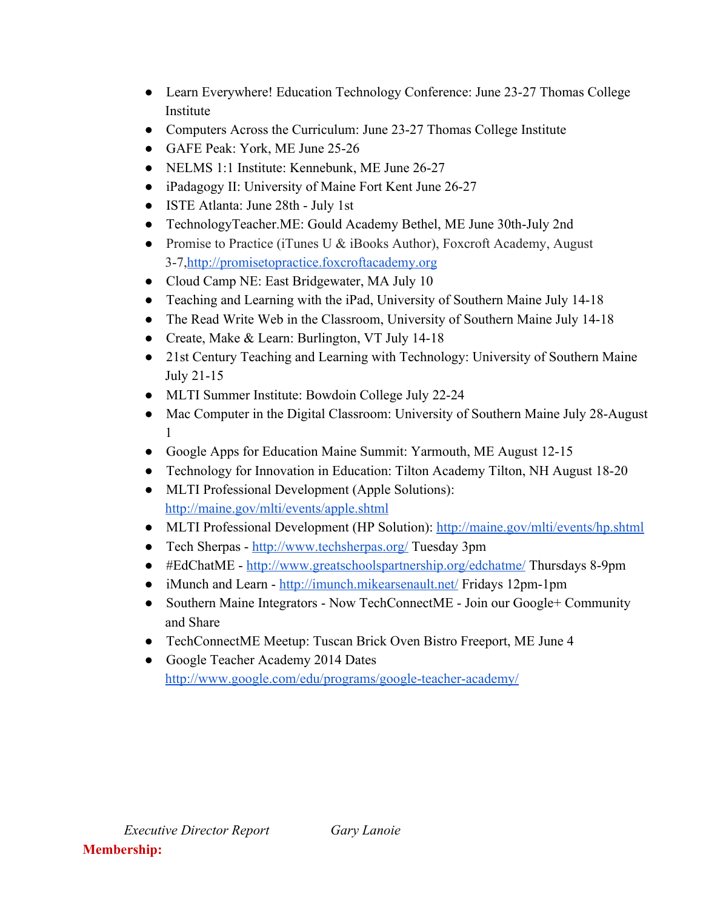- Learn Everywhere! Education Technology Conference: June 23-27 Thomas College Institute
- Computers Across the Curriculum: June 23-27 Thomas College Institute
- GAFE Peak: York, ME June 25-26
- NELMS 1:1 Institute: Kennebunk, ME June 26-27
- iPadagogy II: University of Maine Fort Kent June 26-27
- ISTE Atlanta: June 28th - July 1st
- TechnologyTeacher.ME: Gould Academy Bethel, ME June 30th-July 2nd
- Promise to Practice (iTunes U & iBooks Author), Foxcroft Academy, August 3-7,[http://promisetopractice.foxcroftacademy.org](http://promisetopractice.foxcroftacademy.org)
- Cloud Camp NE: East Bridgewater, MA July 10
- Teaching and Learning with the iPad, University of Southern Maine July 14-18
- The Read Write Web in the Classroom, University of Southern Maine July 14-18
- Create, Make & Learn: Burlington, VT July 14-18
- 21st Century Teaching and Learning with Technology: University of Southern Maine July 21-15
- MLTI Summer Institute: Bowdoin College July 22-24
- Mac Computer in the Digital Classroom: University of Southern Maine July 28-August 1
- Google Apps for Education Maine Summit: Yarmouth, ME August 12-15
- Technology for Innovation in Education: Tilton Academy Tilton, NH August 18-20
- MLTI Professional Development (Apple Solutions): [http://maine.gov/mlti/events/apple.shtml](http://maine.gov/mlti/events/apple.shtml)
- MLTI Professional Development (HP Solution): [http://maine.gov/mlti/events/hp.shtml](http://maine.gov/mlti/events/hp.shtml)
- Tech Sherpas - [http://www.techsherpas.org/](http://www.techsherpas.org/) Tuesday 3pm
- #EdChatME - [http://www.greatschoolspartnership.org/edchatme/](http://www.greatschoolspartnership.org/edchatme/) Thursdays 8-9pm
- iMunch and Learn - [http://imunch.mikearsenault.net/](http://imunch.mikearsenault.net/) Fridays 12pm-1pm
- Southern Maine Integrators - Now TechConnectME - Join our Google+ Community and Share
- TechConnectME Meetup: Tuscan Brick Oven Bistro Freeport, ME June 4
- Google Teacher Academy 2014 Dates [http://www.google.com/edu/programs/google-teacher-academy/](http://www.google.com/edu/programs/google-teacher-academy/)

*Executive Director Report* *Gary Lanoie*

**Membership:**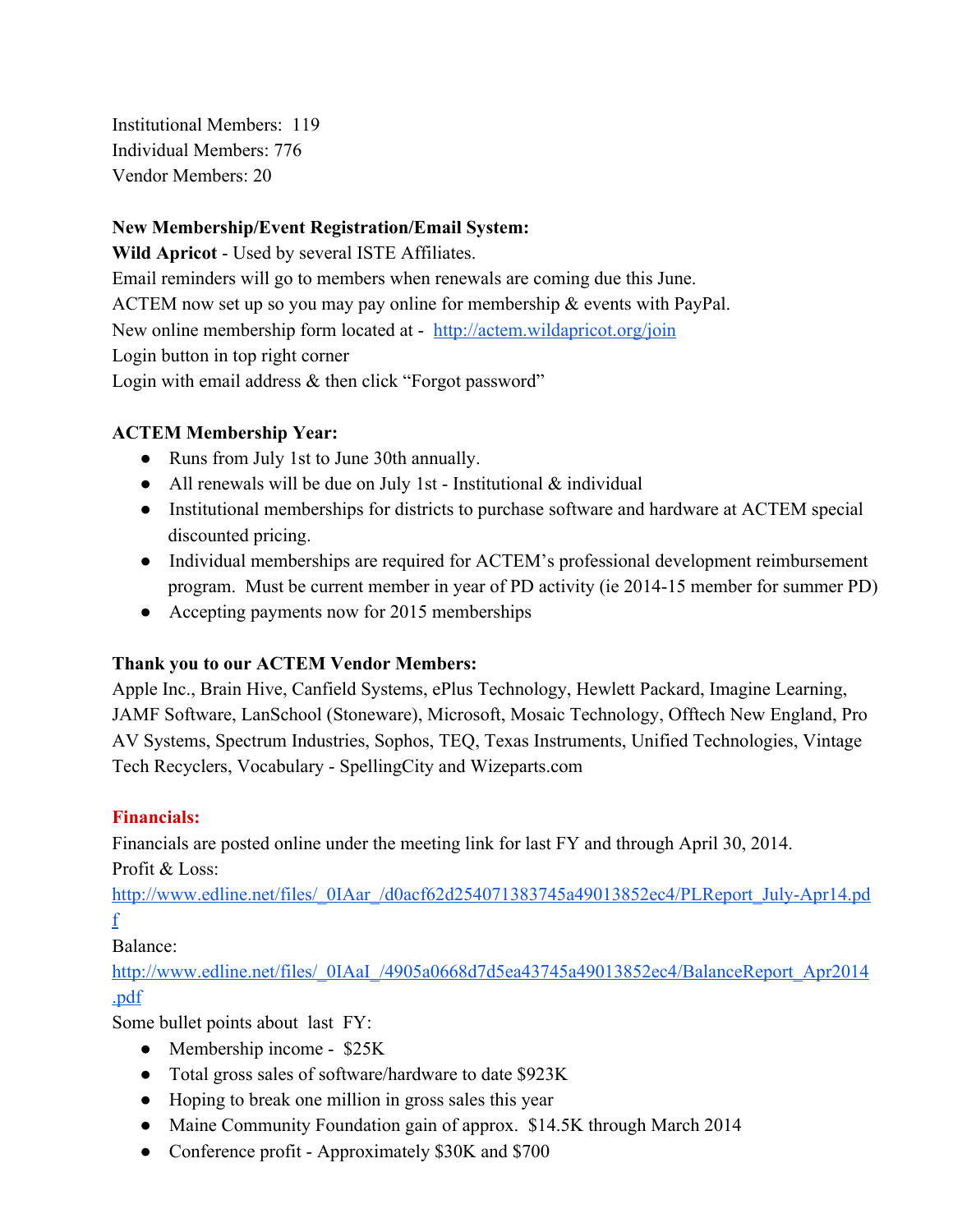Institutional Members: 119
Individual Members: 776
Vendor Members: 20

**New Membership/Event Registration/Email System:**
**Wild Apricot** - Used by several ISTE Affiliates.
Email reminders will go to members when renewals are coming due this June.
ACTEM now set up so you may pay online for membership & events with PayPal.
New online membership form located at - http://actem.wildapricot.org/join
Login button in top right corner
Login with email address & then click "Forgot password"

**ACTEM Membership Year:**

- Runs from July 1st to June 30th annually.
- All renewals will be due on July 1st - Institutional & individual
- Institutional memberships for districts to purchase software and hardware at ACTEM special discounted pricing.
- Individual memberships are required for ACTEM's professional development reimbursement program. Must be current member in year of PD activity (ie 2014-15 member for summer PD)
- Accepting payments now for 2015 memberships

**Thank you to our ACTEM Vendor Members:**
Apple Inc., Brain Hive, Canfield Systems, ePlus Technology, Hewlett Packard, Imagine Learning, JAMF Software, LanSchool (Stoneware), Microsoft, Mosaic Technology, Offtech New England, Pro AV Systems, Spectrum Industries, Sophos, TEQ, Texas Instruments, Unified Technologies, Vintage Tech Recyclers, Vocabulary - SpellingCity and Wizeparts.com

**Financials:**
Financials are posted online under the meeting link for last FY and through April 30, 2014.
Profit & Loss:
http://www.edline.net/files/_0IAar_/d0acf62d254071383745a49013852ec4/PLReport_July-Apr14.pdf
Balance:
http://www.edline.net/files/_0IAaI_/4905a0668d7d5ea43745a49013852ec4/BalanceReport_Apr2014.pdf
Some bullet points about last FY:

- Membership income - $25K
- Total gross sales of software/hardware to date $923K
- Hoping to break one million in gross sales this year
- Maine Community Foundation gain of approx. $14.5K through March 2014
- Conference profit - Approximately $30K and $700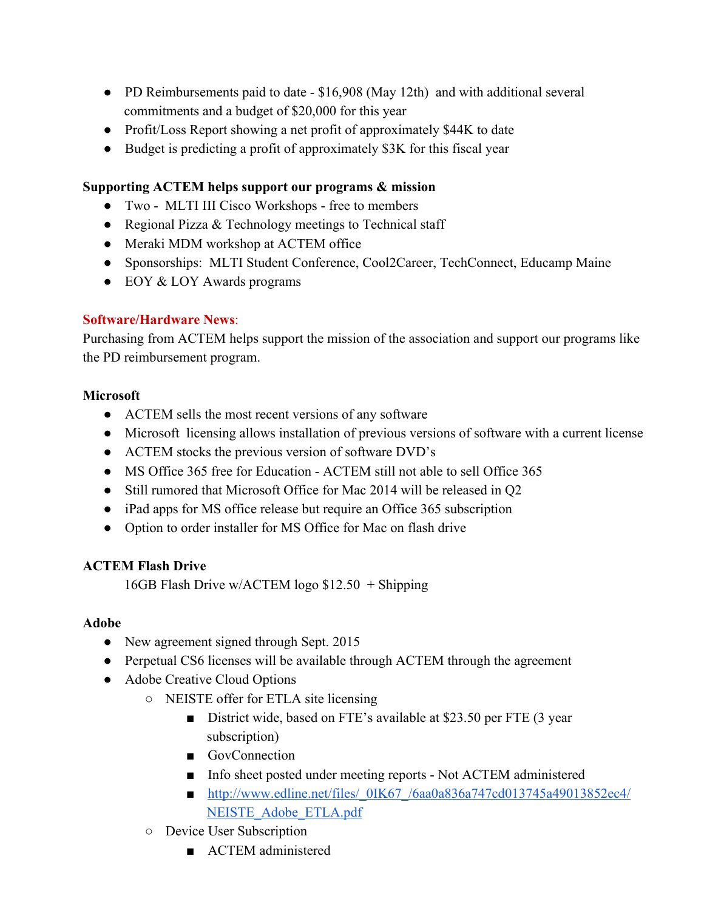- PD Reimbursements paid to date - $16,908 (May 12th) and with additional several commitments and a budget of $20,000 for this year
- Profit/Loss Report showing a net profit of approximately $44K to date
- Budget is predicting a profit of approximately $3K for this fiscal year

**Supporting ACTEM helps support our programs & mission**

- Two - MLTI III Cisco Workshops - free to members
- Regional Pizza & Technology meetings to Technical staff
- Meraki MDM workshop at ACTEM office
- Sponsorships: MLTI Student Conference, Cool2Career, TechConnect, Educamp Maine
- EOY & LOY Awards programs

**Software/Hardware News**:

Purchasing from ACTEM helps support the mission of the association and support our programs like the PD reimbursement program.

**Microsoft**

- ACTEM sells the most recent versions of any software
- Microsoft licensing allows installation of previous versions of software with a current license
- ACTEM stocks the previous version of software DVD's
- MS Office 365 free for Education - ACTEM still not able to sell Office 365
- Still rumored that Microsoft Office for Mac 2014 will be released in Q2
- iPad apps for MS office release but require an Office 365 subscription
- Option to order installer for MS Office for Mac on flash drive

**ACTEM Flash Drive**

16GB Flash Drive w/ACTEM logo $12.50 + Shipping

**Adobe**

- New agreement signed through Sept. 2015
- Perpetual CS6 licenses will be available through ACTEM through the agreement
- Adobe Creative Cloud Options
  - NEISTE offer for ETLA site licensing
    - District wide, based on FTE's available at $23.50 per FTE (3 year subscription)
    - GovConnection
    - Info sheet posted under meeting reports - Not ACTEM administered
    - [http://www.edline.net/files/_0IK67_/6aa0a836a747cd013745a49013852ec4/NEISTE_Adobe_ETLA.pdf](http://www.edline.net/files/_0IK67_/6aa0a836a747cd013745a49013852ec4/NEISTE_Adobe_ETLA.pdf)
  - Device User Subscription
    - ACTEM administered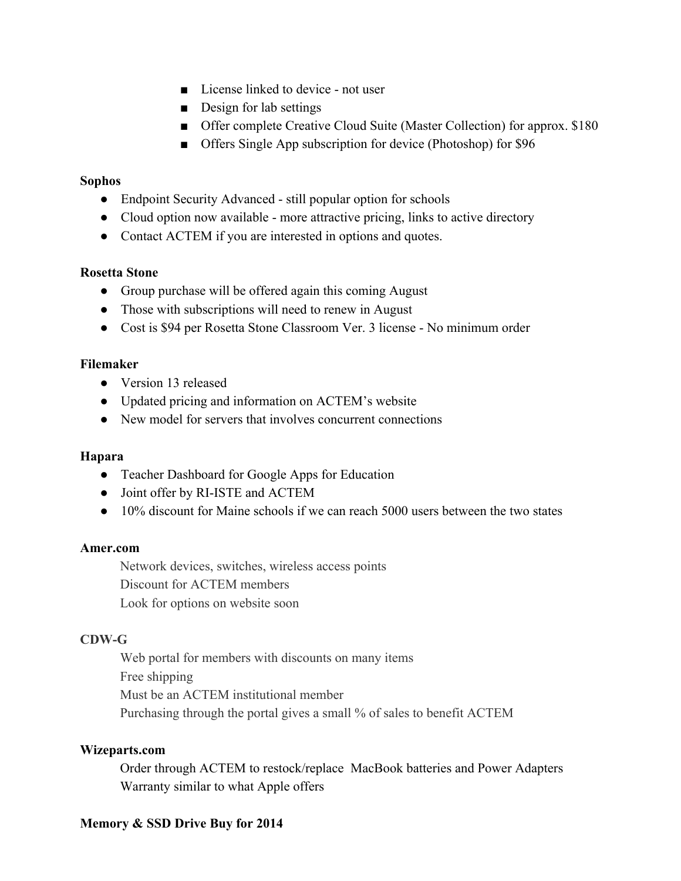- License linked to device - not user
        - Design for lab settings
        - Offer complete Creative Cloud Suite (Master Collection) for approx. $180
        - Offers Single App subscription for device (Photoshop) for $96

**Sophos**

- Endpoint Security Advanced - still popular option for schools
- Cloud option now available - more attractive pricing, links to active directory
- Contact ACTEM if you are interested in options and quotes.

**Rosetta Stone**

- Group purchase will be offered again this coming August
- Those with subscriptions will need to renew in August
- Cost is $94 per Rosetta Stone Classroom Ver. 3 license - No minimum order

**Filemaker**

- Version 13 released
- Updated pricing and information on ACTEM's website
- New model for servers that involves concurrent connections

**Hapara**

- Teacher Dashboard for Google Apps for Education
- Joint offer by RI-ISTE and ACTEM
- 10% discount for Maine schools if we can reach 5000 users between the two states

**Amer.com**

Network devices, switches, wireless access points
Discount for ACTEM members
Look for options on website soon

**CDW-G**

Web portal for members with discounts on many items
Free shipping
Must be an ACTEM institutional member
Purchasing through the portal gives a small % of sales to benefit ACTEM

**Wizeparts.com**

Order through ACTEM to restock/replace MacBook batteries and Power Adapters
Warranty similar to what Apple offers

**Memory & SSD Drive Buy for 2014**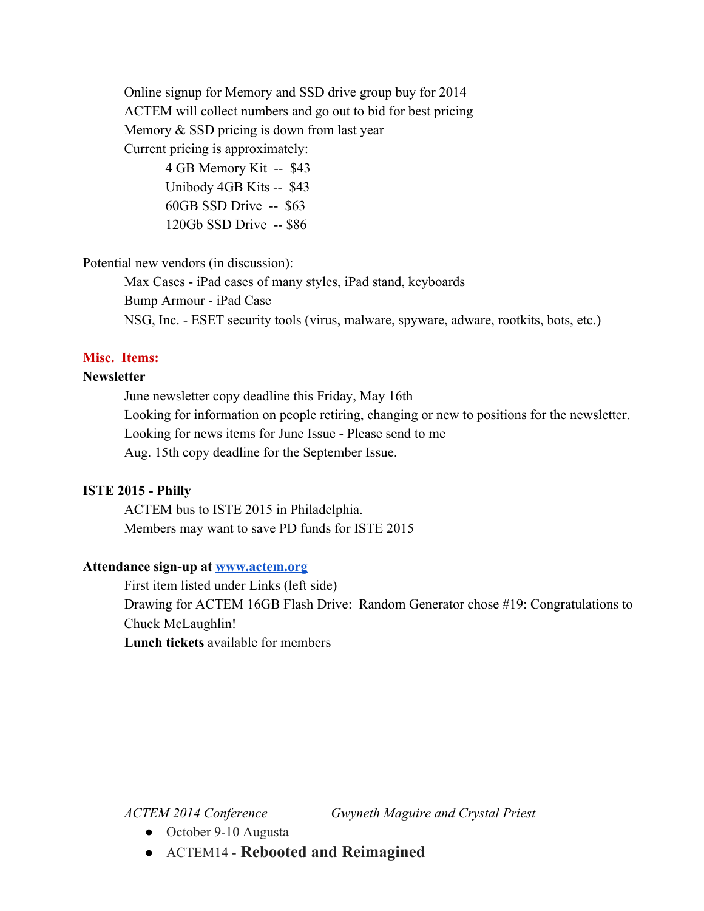Online signup for Memory and SSD drive group buy for 2014
ACTEM will collect numbers and go out to bid for best pricing
Memory & SSD pricing is down from last year
Current pricing is approximately:

- 4 GB Memory Kit -- $43
- Unibody 4GB Kits -- $43
- 60GB SSD Drive -- $63
- 120Gb SSD Drive -- $86

Potential new vendors (in discussion):

- Max Cases - iPad cases of many styles, iPad stand, keyboards
- Bump Armour - iPad Case
- NSG, Inc. - ESET security tools (virus, malware, spyware, adware, rootkits, bots, etc.)

## Misc. Items:

### Newsletter

June newsletter copy deadline this Friday, May 16th
Looking for information on people retiring, changing or new to positions for the newsletter.
Looking for news items for June Issue - Please send to me
Aug. 15th copy deadline for the September Issue.

### ISTE 2015 - Philly

ACTEM bus to ISTE 2015 in Philadelphia.
Members may want to save PD funds for ISTE 2015

### Attendance sign-up at [www.actem.org](http://www.actem.org)

First item listed under Links (left side)
Drawing for ACTEM 16GB Flash Drive: Random Generator chose #19: Congratulations to Chuck McLaughlin!
**Lunch tickets** available for members

*ACTEM 2014 Conference* *Gwyneth Maguire and Crystal Priest*

- October 9-10 Augusta
- ACTEM14 - **Rebooted and Reimagined**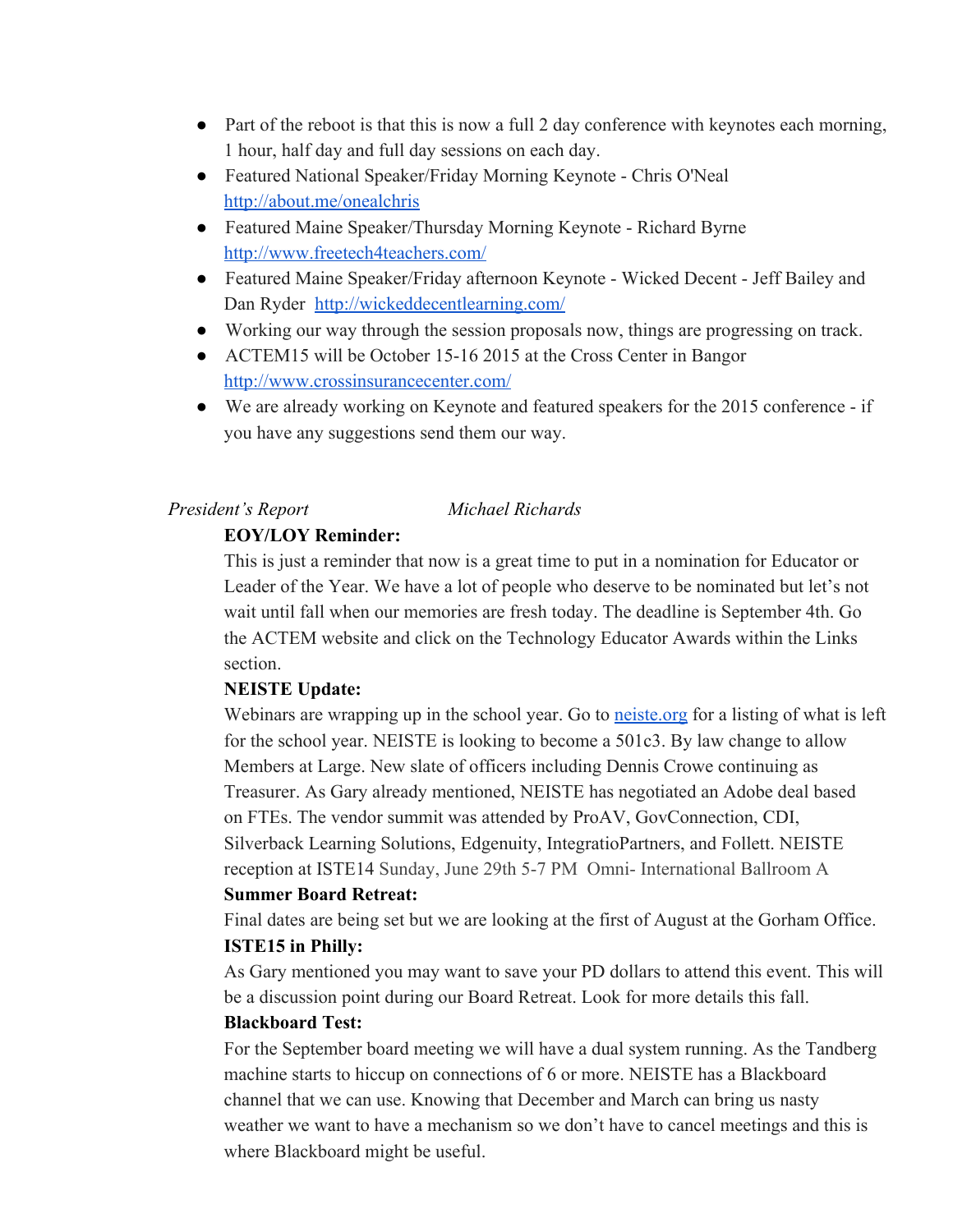- Part of the reboot is that this is now a full 2 day conference with keynotes each morning, 1 hour, half day and full day sessions on each day.
- Featured National Speaker/Friday Morning Keynote - Chris O'Neal http://about.me/onealchris
- Featured Maine Speaker/Thursday Morning Keynote - Richard Byrne http://www.freetech4teachers.com/
- Featured Maine Speaker/Friday afternoon Keynote - Wicked Decent - Jeff Bailey and Dan Ryder http://wickeddecentlearning.com/
- Working our way through the session proposals now, things are progressing on track.
- ACTEM15 will be October 15-16 2015 at the Cross Center in Bangor http://www.crossinsurancecenter.com/
- We are already working on Keynote and featured speakers for the 2015 conference - if you have any suggestions send them our way.

*President's Report* *Michael Richards*

**EOY/LOY Reminder:**

This is just a reminder that now is a great time to put in a nomination for Educator or Leader of the Year. We have a lot of people who deserve to be nominated but let's not wait until fall when our memories are fresh today. The deadline is September 4th. Go the ACTEM website and click on the Technology Educator Awards within the Links section.

**NEISTE Update:**

Webinars are wrapping up in the school year. Go to neiste.org for a listing of what is left for the school year. NEISTE is looking to become a 501c3. By law change to allow Members at Large. New slate of officers including Dennis Crowe continuing as Treasurer. As Gary already mentioned, NEISTE has negotiated an Adobe deal based on FTEs. The vendor summit was attended by ProAV, GovConnection, CDI, Silverback Learning Solutions, Edgenuity, IntegratioPartners, and Follett. NEISTE reception at ISTE14 Sunday, June 29th 5-7 PM Omni- International Ballroom A

**Summer Board Retreat:**

Final dates are being set but we are looking at the first of August at the Gorham Office.

**ISTE15 in Philly:**

As Gary mentioned you may want to save your PD dollars to attend this event. This will be a discussion point during our Board Retreat. Look for more details this fall.

**Blackboard Test:**

For the September board meeting we will have a dual system running. As the Tandberg machine starts to hiccup on connections of 6 or more. NEISTE has a Blackboard channel that we can use. Knowing that December and March can bring us nasty weather we want to have a mechanism so we don't have to cancel meetings and this is where Blackboard might be useful.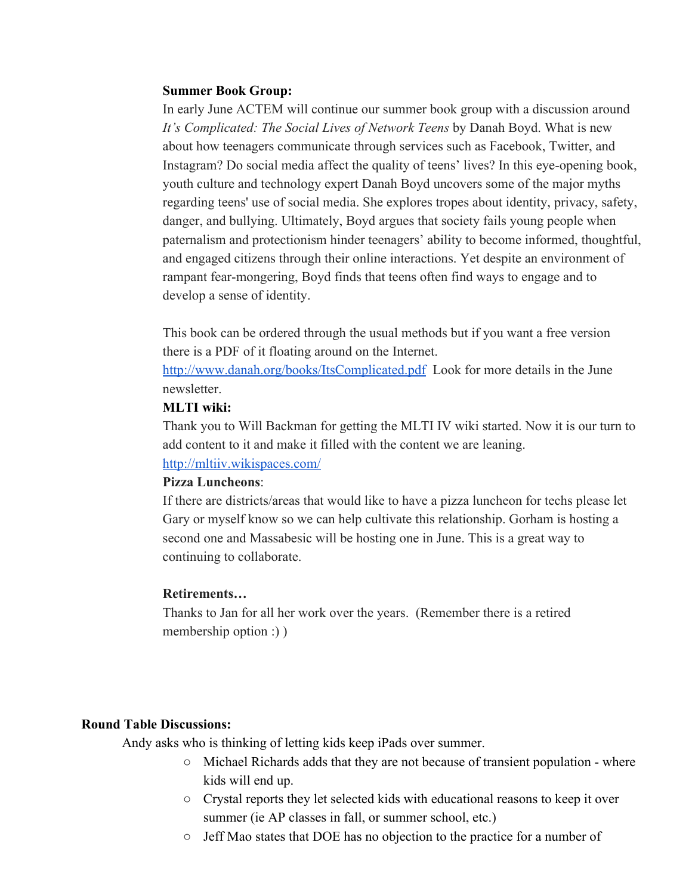**Summer Book Group:**

In early June ACTEM will continue our summer book group with a discussion around *It's Complicated: The Social Lives of Network Teens* by Danah Boyd. What is new about how teenagers communicate through services such as Facebook, Twitter, and Instagram? Do social media affect the quality of teens' lives? In this eye-opening book, youth culture and technology expert Danah Boyd uncovers some of the major myths regarding teens' use of social media. She explores tropes about identity, privacy, safety, danger, and bullying. Ultimately, Boyd argues that society fails young people when paternalism and protectionism hinder teenagers' ability to become informed, thoughtful, and engaged citizens through their online interactions. Yet despite an environment of rampant fear-mongering, Boyd finds that teens often find ways to engage and to develop a sense of identity.

This book can be ordered through the usual methods but if you want a free version there is a PDF of it floating around on the Internet.
[http://www.danah.org/books/ItsComplicated.pdf](http://www.danah.org/books/ItsComplicated.pdf) Look for more details in the June newsletter.

**MLTI wiki:**

Thank you to Will Backman for getting the MLTI IV wiki started. Now it is our turn to add content to it and make it filled with the content we are leaning.
[http://mltiiv.wikispaces.com/](http://mltiiv.wikispaces.com/)

**Pizza Luncheons**:

If there are districts/areas that would like to have a pizza luncheon for techs please let Gary or myself know so we can help cultivate this relationship. Gorham is hosting a second one and Massabesic will be hosting one in June. This is a great way to continuing to collaborate.

**Retirements…**

Thanks to Jan for all her work over the years. (Remember there is a retired membership option :) )

**Round Table Discussions:**

Andy asks who is thinking of letting kids keep iPads over summer.

- Michael Richards adds that they are not because of transient population - where kids will end up.
- Crystal reports they let selected kids with educational reasons to keep it over summer (ie AP classes in fall, or summer school, etc.)
- Jeff Mao states that DOE has no objection to the practice for a number of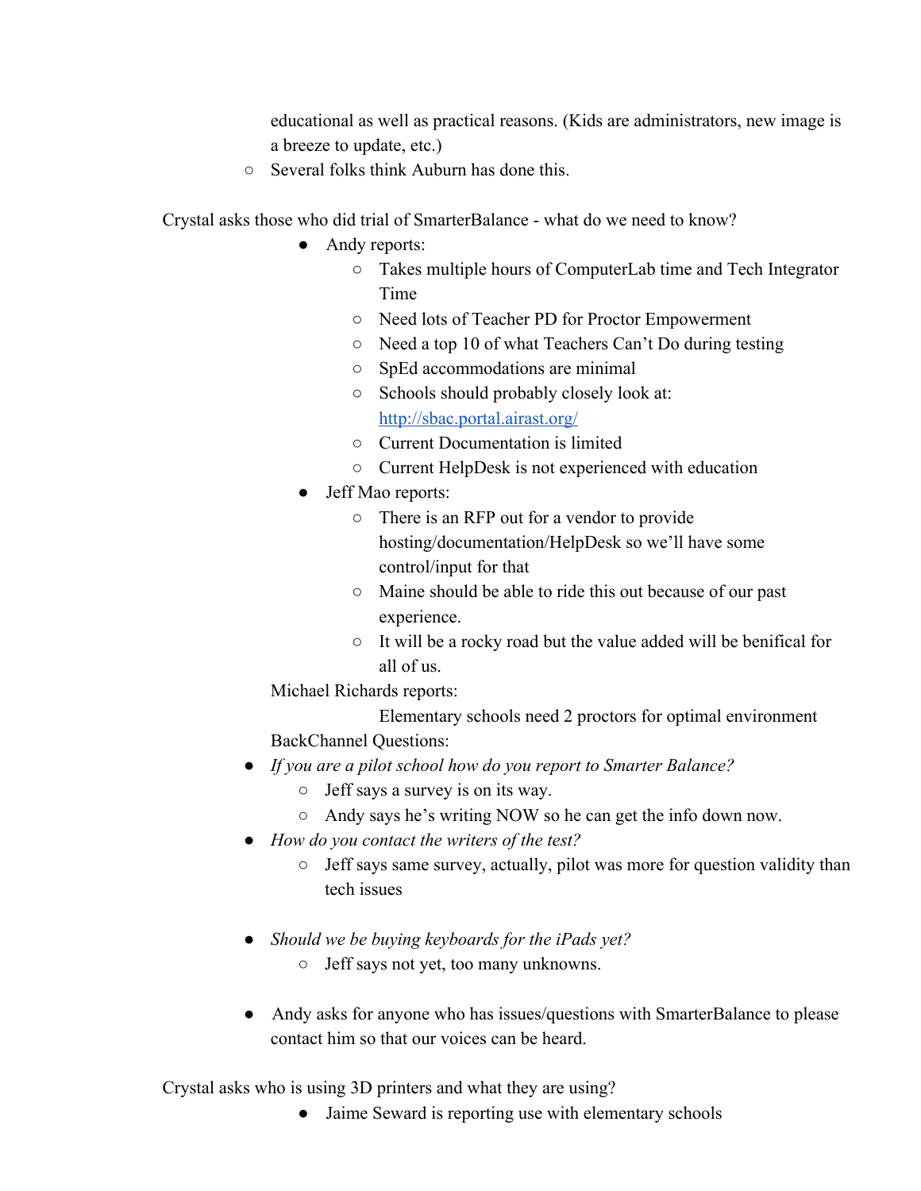educational as well as practical reasons. (Kids are administrators, new image is a breeze to update, etc.)

- Several folks think Auburn has done this.

Crystal asks those who did trial of SmarterBalance - what do we need to know?

- Andy reports:
  - Takes multiple hours of ComputerLab time and Tech Integrator Time
  - Need lots of Teacher PD for Proctor Empowerment
  - Need a top 10 of what Teachers Can't Do during testing
  - SpEd accommodations are minimal
  - Schools should probably closely look at: [http://sbac.portal.airast.org/](http://sbac.portal.airast.org/)
  - Current Documentation is limited
  - Current HelpDesk is not experienced with education
- Jeff Mao reports:
  - There is an RFP out for a vendor to provide hosting/documentation/HelpDesk so we'll have some control/input for that
  - Maine should be able to ride this out because of our past experience.
  - It will be a rocky road but the value added will be benifical for all of us.

Michael Richards reports:

Elementary schools need 2 proctors for optimal environment

BackChannel Questions:

- *If you are a pilot school how do you report to Smarter Balance?*
  - Jeff says a survey is on its way.
  - Andy says he's writing NOW so he can get the info down now.
- *How do you contact the writers of the test?*
  - Jeff says same survey, actually, pilot was more for question validity than tech issues
- *Should we be buying keyboards for the iPads yet?*
  - Jeff says not yet, too many unknowns.
- Andy asks for anyone who has issues/questions with SmarterBalance to please contact him so that our voices can be heard.

Crystal asks who is using 3D printers and what they are using?

- Jaime Seward is reporting use with elementary schools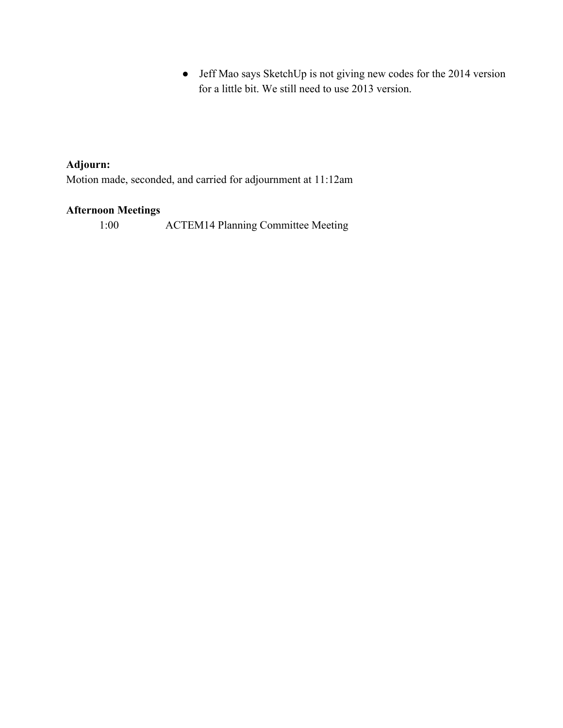- Jeff Mao says SketchUp is not giving new codes for the 2014 version for a little bit. We still need to use 2013 version.

**Adjourn:**

Motion made, seconded, and carried for adjournment at 11:12am

**Afternoon Meetings**

1:00 ACTEM14 Planning Committee Meeting